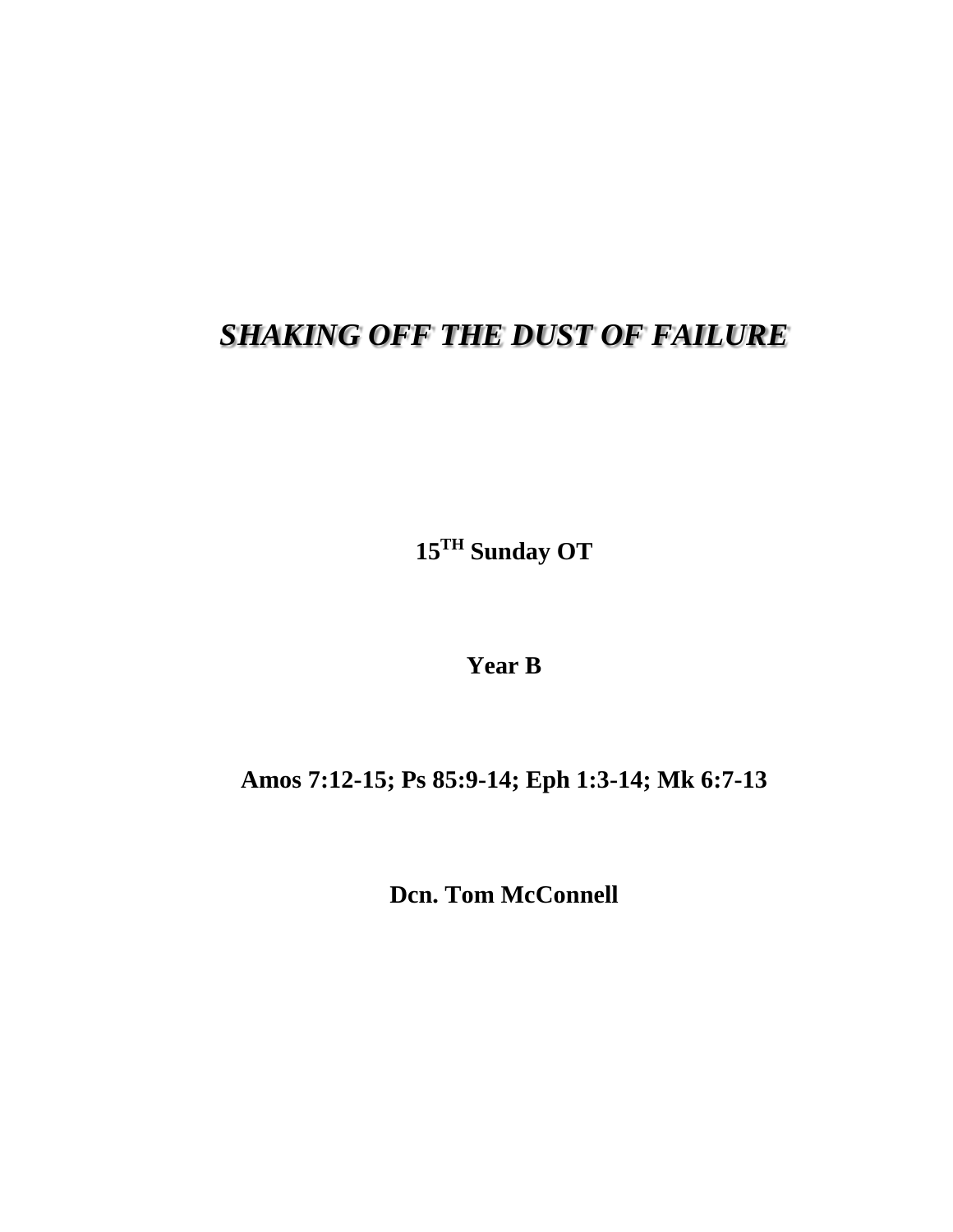# ***SHAKING OFF THE DUST OF FAILURE***

**15TH Sunday OT**

**Year B**

**Amos 7:12-15; Ps 85:9-14; Eph 1:3-14; Mk 6:7-13**

**Dcn. Tom McConnell**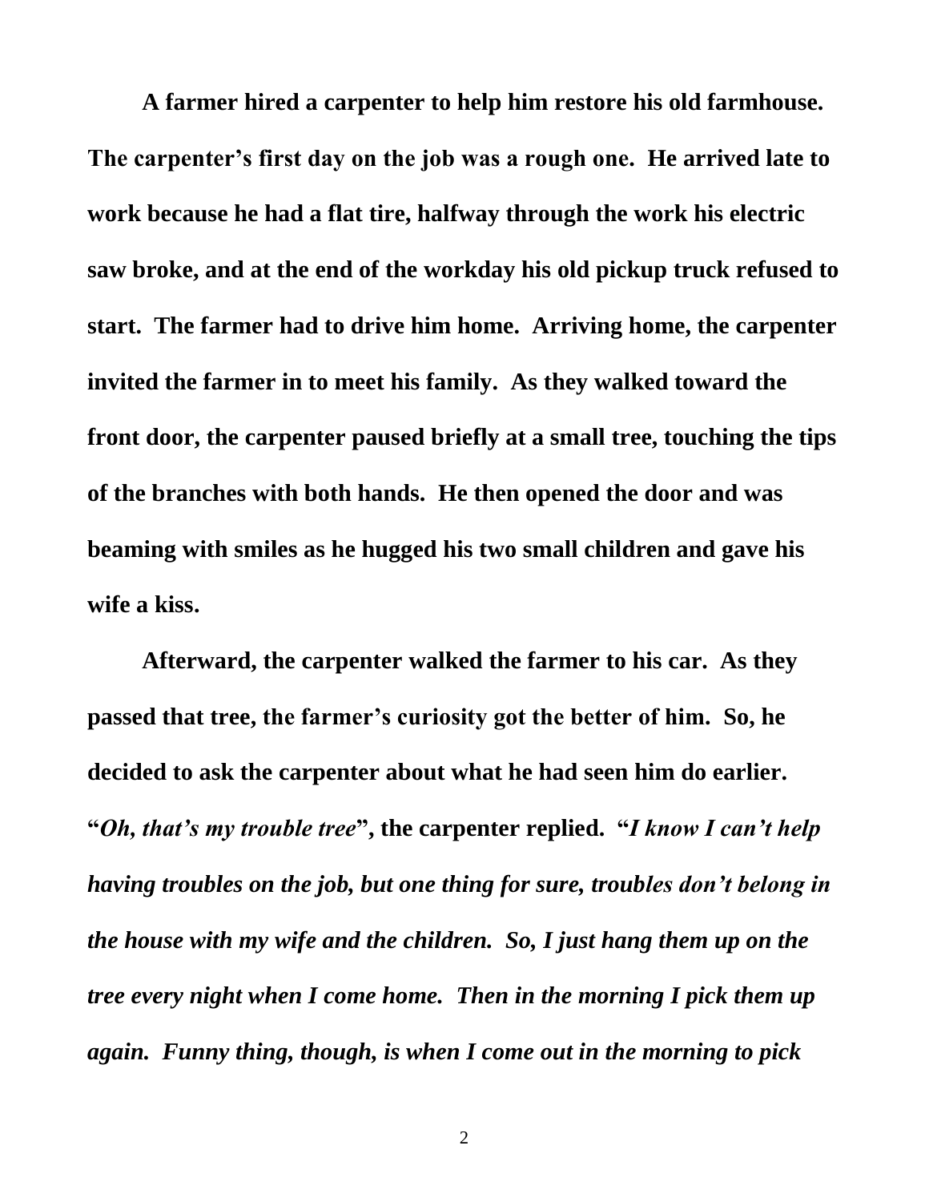**A farmer hired a carpenter to help him restore his old farmhouse. The carpenter's first day on the job was a rough one. He arrived late to work because he had a flat tire, halfway through the work his electric saw broke, and at the end of the workday his old pickup truck refused to start. The farmer had to drive him home. Arriving home, the carpenter invited the farmer in to meet his family. As they walked toward the front door, the carpenter paused briefly at a small tree, touching the tips of the branches with both hands. He then opened the door and was beaming with smiles as he hugged his two small children and gave his wife a kiss.**

**Afterward, the carpenter walked the farmer to his car. As they passed that tree, the farmer's curiosity got the better of him. So, he decided to ask the carpenter about what he had seen him do earlier. "*Oh, that's my trouble tree*", the carpenter replied. "*I know I can't help having troubles on the job, but one thing for sure, troubles don't belong in the house with my wife and the children. So, I just hang them up on the tree every night when I come home. Then in the morning I pick them up again. Funny thing, though, is when I come out in the morning to pick***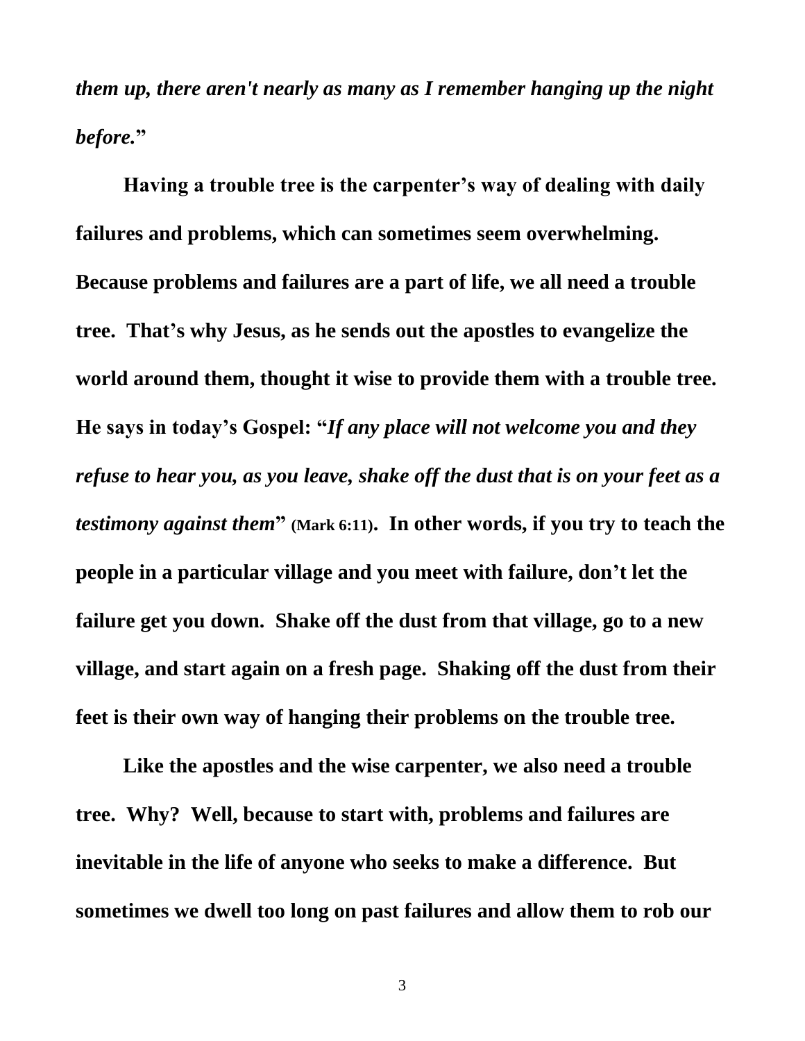***them up, there aren't nearly as many as I remember hanging up the night before.*"**

**Having a trouble tree is the carpenter's way of dealing with daily failures and problems, which can sometimes seem overwhelming. Because problems and failures are a part of life, we all need a trouble tree. That's why Jesus, as he sends out the apostles to evangelize the world around them, thought it wise to provide them with a trouble tree. He says in today's Gospel: "*If any place will not welcome you and they refuse to hear you, as you leave, shake off the dust that is on your feet as a testimony against them*" (Mark 6:11). In other words, if you try to teach the people in a particular village and you meet with failure, don't let the failure get you down. Shake off the dust from that village, go to a new village, and start again on a fresh page. Shaking off the dust from their feet is their own way of hanging their problems on the trouble tree.**

**Like the apostles and the wise carpenter, we also need a trouble tree. Why? Well, because to start with, problems and failures are inevitable in the life of anyone who seeks to make a difference. But sometimes we dwell too long on past failures and allow them to rob our**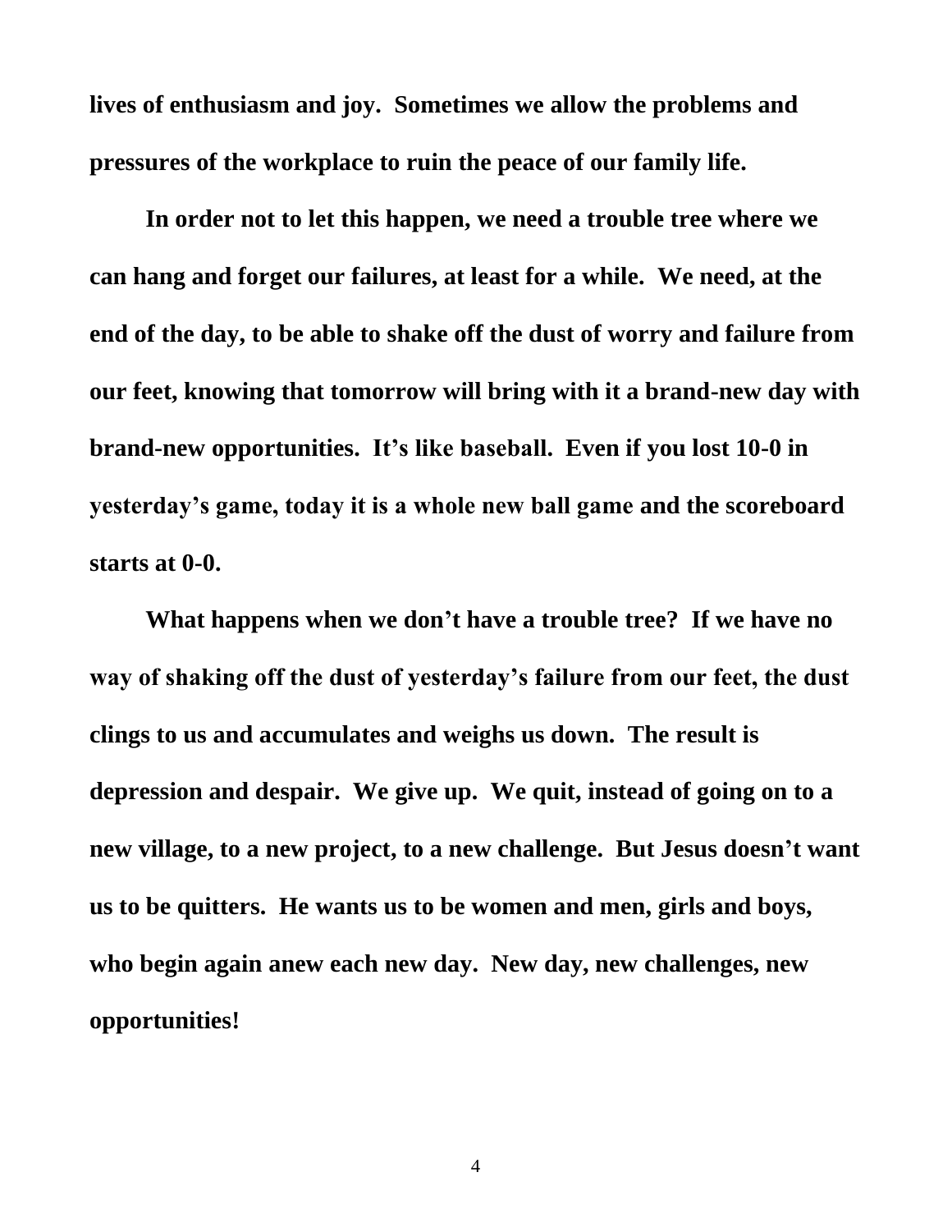**lives of enthusiasm and joy. Sometimes we allow the problems and pressures of the workplace to ruin the peace of our family life.**

**In order not to let this happen, we need a trouble tree where we can hang and forget our failures, at least for a while. We need, at the end of the day, to be able to shake off the dust of worry and failure from our feet, knowing that tomorrow will bring with it a brand-new day with brand-new opportunities. It's like baseball. Even if you lost 10-0 in yesterday's game, today it is a whole new ball game and the scoreboard starts at 0-0.**

**What happens when we don't have a trouble tree? If we have no way of shaking off the dust of yesterday's failure from our feet, the dust clings to us and accumulates and weighs us down. The result is depression and despair. We give up. We quit, instead of going on to a new village, to a new project, to a new challenge. But Jesus doesn't want us to be quitters. He wants us to be women and men, girls and boys, who begin again anew each new day. New day, new challenges, new opportunities!**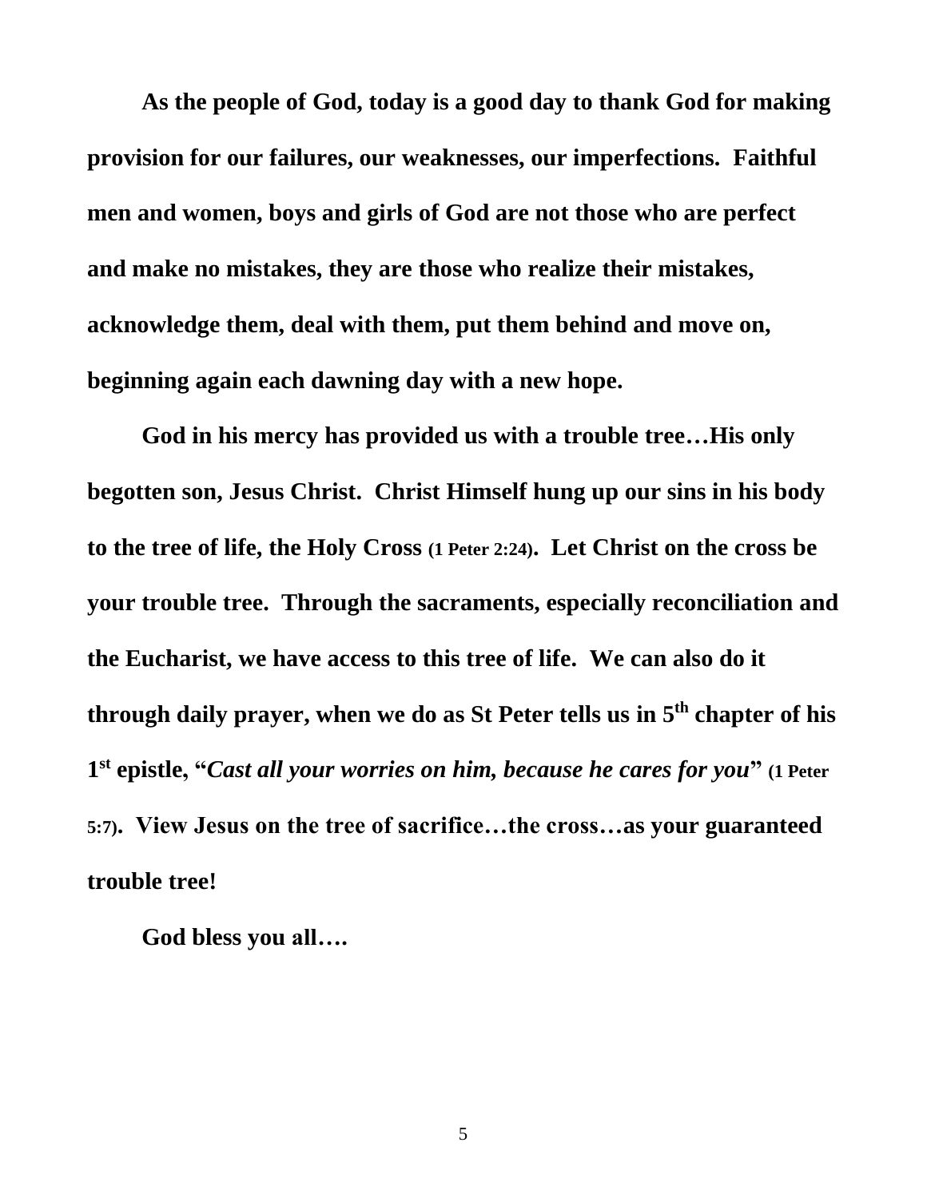**As the people of God, today is a good day to thank God for making provision for our failures, our weaknesses, our imperfections. Faithful men and women, boys and girls of God are not those who are perfect and make no mistakes, they are those who realize their mistakes, acknowledge them, deal with them, put them behind and move on, beginning again each dawning day with a new hope.**

**God in his mercy has provided us with a trouble tree…His only begotten son, Jesus Christ. Christ Himself hung up our sins in his body to the tree of life, the Holy Cross (1 Peter 2:24). Let Christ on the cross be your trouble tree. Through the sacraments, especially reconciliation and the Eucharist, we have access to this tree of life. We can also do it through daily prayer, when we do as St Peter tells us in 5th chapter of his 1st epistle, "*Cast all your worries on him, because he cares for you*" (1 Peter 5:7). View Jesus on the tree of sacrifice…the cross…as your guaranteed trouble tree!**

**God bless you all….**